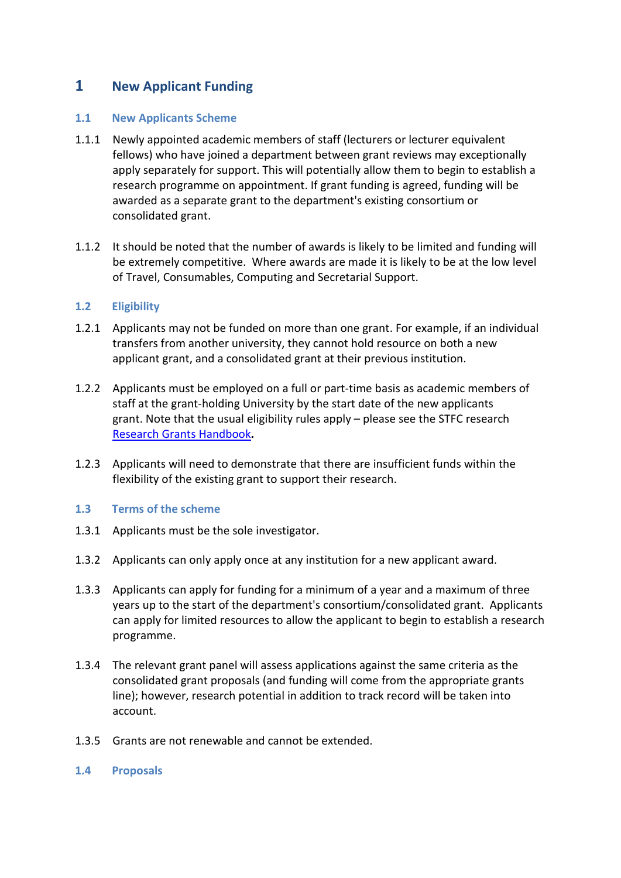# 1 New Applicant Funding

## 1.1 New Applicants Scheme

1.1.1 Newly appointed academic members of staff (lecturers or lecturer equivalent fellows) who have joined a department between grant reviews may exceptionally apply separately for support. This will potentially allow them to begin to establish a research programme on appointment. If grant funding is agreed, funding will be awarded as a separate grant to the department's existing consortium or consolidated grant.

1.1.2 It should be noted that the number of awards is likely to be limited and funding will be extremely competitive. Where awards are made it is likely to be at the low level of Travel, Consumables, Computing and Secretarial Support.

## 1.2 Eligibility

1.2.1 Applicants may not be funded on more than one grant. For example, if an individual transfers from another university, they cannot hold resource on both a new applicant grant, and a consolidated grant at their previous institution.

1.2.2 Applicants must be employed on a full or part-time basis as academic members of staff at the grant-holding University by the start date of the new applicants grant. Note that the usual eligibility rules apply – please see the STFC research Research Grants Handbook**.**

1.2.3 Applicants will need to demonstrate that there are insufficient funds within the flexibility of the existing grant to support their research.

## 1.3 Terms of the scheme

1.3.1 Applicants must be the sole investigator.

1.3.2 Applicants can only apply once at any institution for a new applicant award.

1.3.3 Applicants can apply for funding for a minimum of a year and a maximum of three years up to the start of the department's consortium/consolidated grant. Applicants can apply for limited resources to allow the applicant to begin to establish a research programme.

1.3.4 The relevant grant panel will assess applications against the same criteria as the consolidated grant proposals (and funding will come from the appropriate grants line); however, research potential in addition to track record will be taken into account.

1.3.5 Grants are not renewable and cannot be extended.

## 1.4 Proposals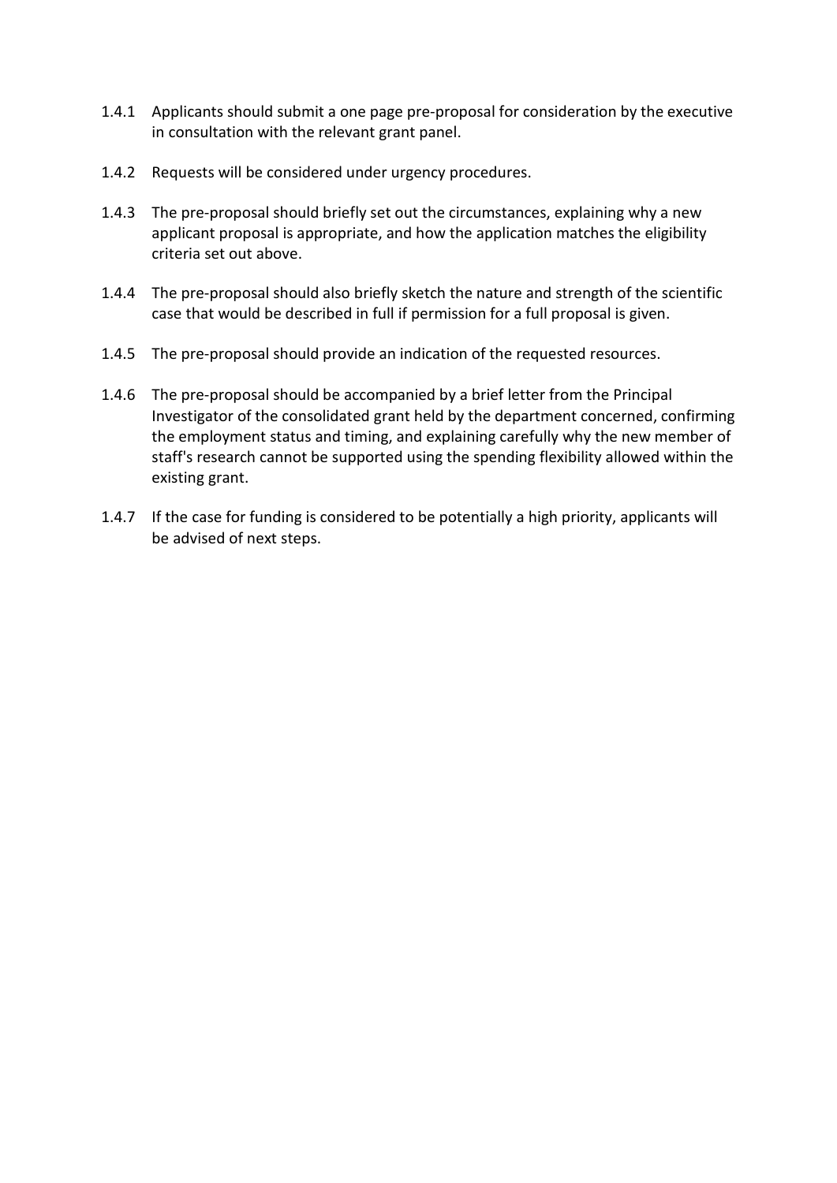1.4.1 Applicants should submit a one page pre-proposal for consideration by the executive in consultation with the relevant grant panel.

1.4.2 Requests will be considered under urgency procedures.

1.4.3 The pre-proposal should briefly set out the circumstances, explaining why a new applicant proposal is appropriate, and how the application matches the eligibility criteria set out above.

1.4.4 The pre-proposal should also briefly sketch the nature and strength of the scientific case that would be described in full if permission for a full proposal is given.

1.4.5 The pre-proposal should provide an indication of the requested resources.

1.4.6 The pre-proposal should be accompanied by a brief letter from the Principal Investigator of the consolidated grant held by the department concerned, confirming the employment status and timing, and explaining carefully why the new member of staff's research cannot be supported using the spending flexibility allowed within the existing grant.

1.4.7 If the case for funding is considered to be potentially a high priority, applicants will be advised of next steps.